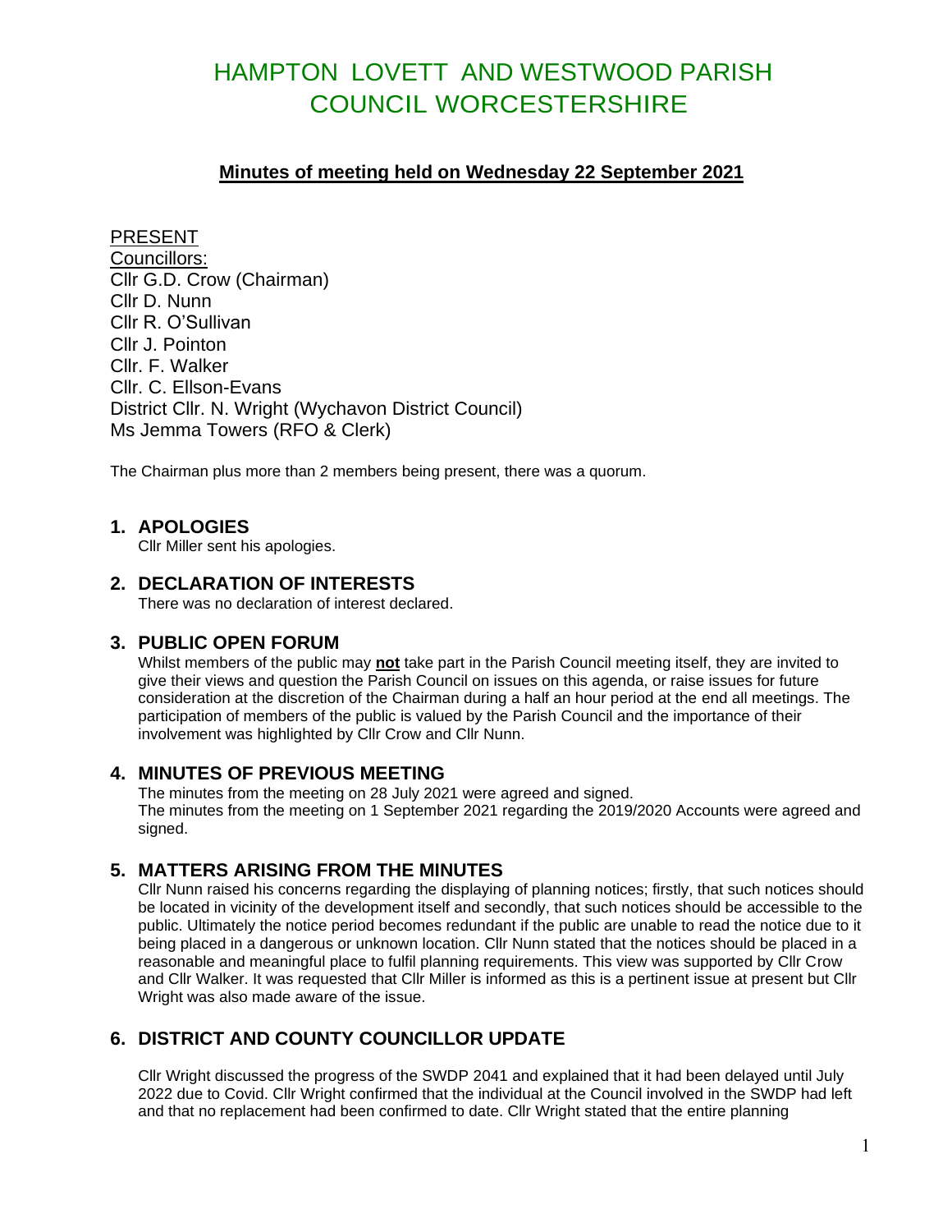# HAMPTON LOVETT AND WESTWOOD PARISH COUNCIL WORCESTERSHIRE

## Minutes of meeting held on Wednesday 22 September 2021

PRESENT
Councillors:
Cllr G.D. Crow (Chairman)
Cllr D. Nunn
Cllr R. O'Sullivan
Cllr J. Pointon
Cllr. F. Walker
Cllr. C. Ellson-Evans
District Cllr. N. Wright (Wychavon District Council)
Ms Jemma Towers (RFO & Clerk)

The Chairman plus more than 2 members being present, there was a quorum.

## 1. APOLOGIES

Cllr Miller sent his apologies.

## 2. DECLARATION OF INTERESTS

There was no declaration of interest declared.

## 3. PUBLIC OPEN FORUM

Whilst members of the public may **not** take part in the Parish Council meeting itself, they are invited to give their views and question the Parish Council on issues on this agenda, or raise issues for future consideration at the discretion of the Chairman during a half an hour period at the end all meetings. The participation of members of the public is valued by the Parish Council and the importance of their involvement was highlighted by Cllr Crow and Cllr Nunn.

## 4. MINUTES OF PREVIOUS MEETING

The minutes from the meeting on 28 July 2021 were agreed and signed.
The minutes from the meeting on 1 September 2021 regarding the 2019/2020 Accounts were agreed and signed.

## 5. MATTERS ARISING FROM THE MINUTES

Cllr Nunn raised his concerns regarding the displaying of planning notices; firstly, that such notices should be located in vicinity of the development itself and secondly, that such notices should be accessible to the public. Ultimately the notice period becomes redundant if the public are unable to read the notice due to it being placed in a dangerous or unknown location. Cllr Nunn stated that the notices should be placed in a reasonable and meaningful place to fulfil planning requirements. This view was supported by Cllr Crow and Cllr Walker. It was requested that Cllr Miller is informed as this is a pertinent issue at present but Cllr Wright was also made aware of the issue.

## 6. DISTRICT AND COUNTY COUNCILLOR UPDATE

Cllr Wright discussed the progress of the SWDP 2041 and explained that it had been delayed until July 2022 due to Covid. Cllr Wright confirmed that the individual at the Council involved in the SWDP had left and that no replacement had been confirmed to date. Cllr Wright stated that the entire planning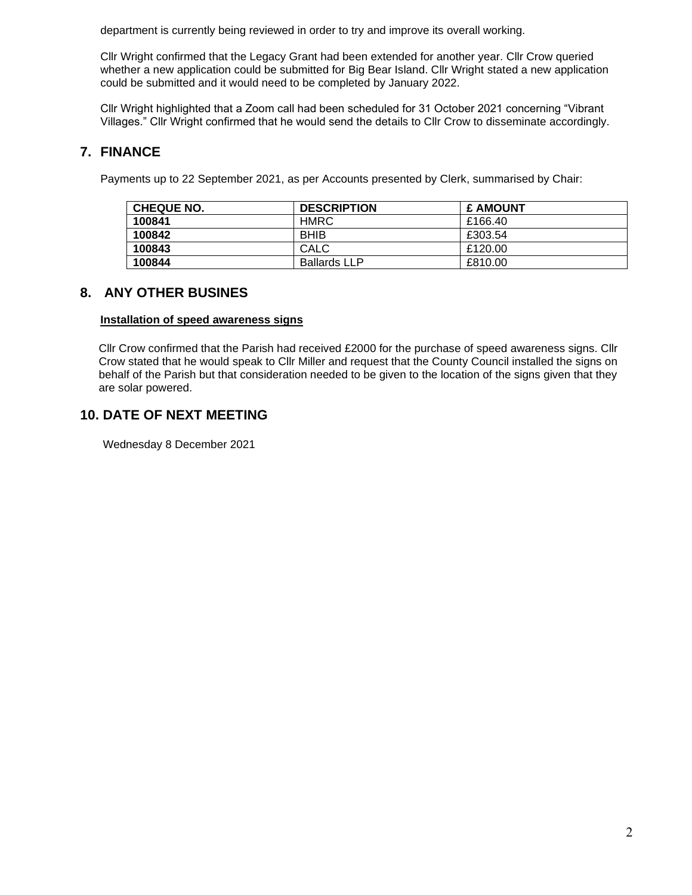department is currently being reviewed in order to try and improve its overall working.

Cllr Wright confirmed that the Legacy Grant had been extended for another year. Cllr Crow queried whether a new application could be submitted for Big Bear Island. Cllr Wright stated a new application could be submitted and it would need to be completed by January 2022.

Cllr Wright highlighted that a Zoom call had been scheduled for 31 October 2021 concerning “Vibrant Villages.” Cllr Wright confirmed that he would send the details to Cllr Crow to disseminate accordingly.

## 7. FINANCE

Payments up to 22 September 2021, as per Accounts presented by Clerk, summarised by Chair:

| CHEQUE NO. | DESCRIPTION | £ AMOUNT |
|---|---|---|
| **100841** | HMRC | £166.40 |
| **100842** | BHIB | £303.54 |
| **100843** | CALC | £120.00 |
| **100844** | Ballards LLP | £810.00 |

## 8. ANY OTHER BUSINES

**Installation of speed awareness signs**

Cllr Crow confirmed that the Parish had received £2000 for the purchase of speed awareness signs. Cllr Crow stated that he would speak to Cllr Miller and request that the County Council installed the signs on behalf of the Parish but that consideration needed to be given to the location of the signs given that they are solar powered.

## 10. DATE OF NEXT MEETING

Wednesday 8 December 2021